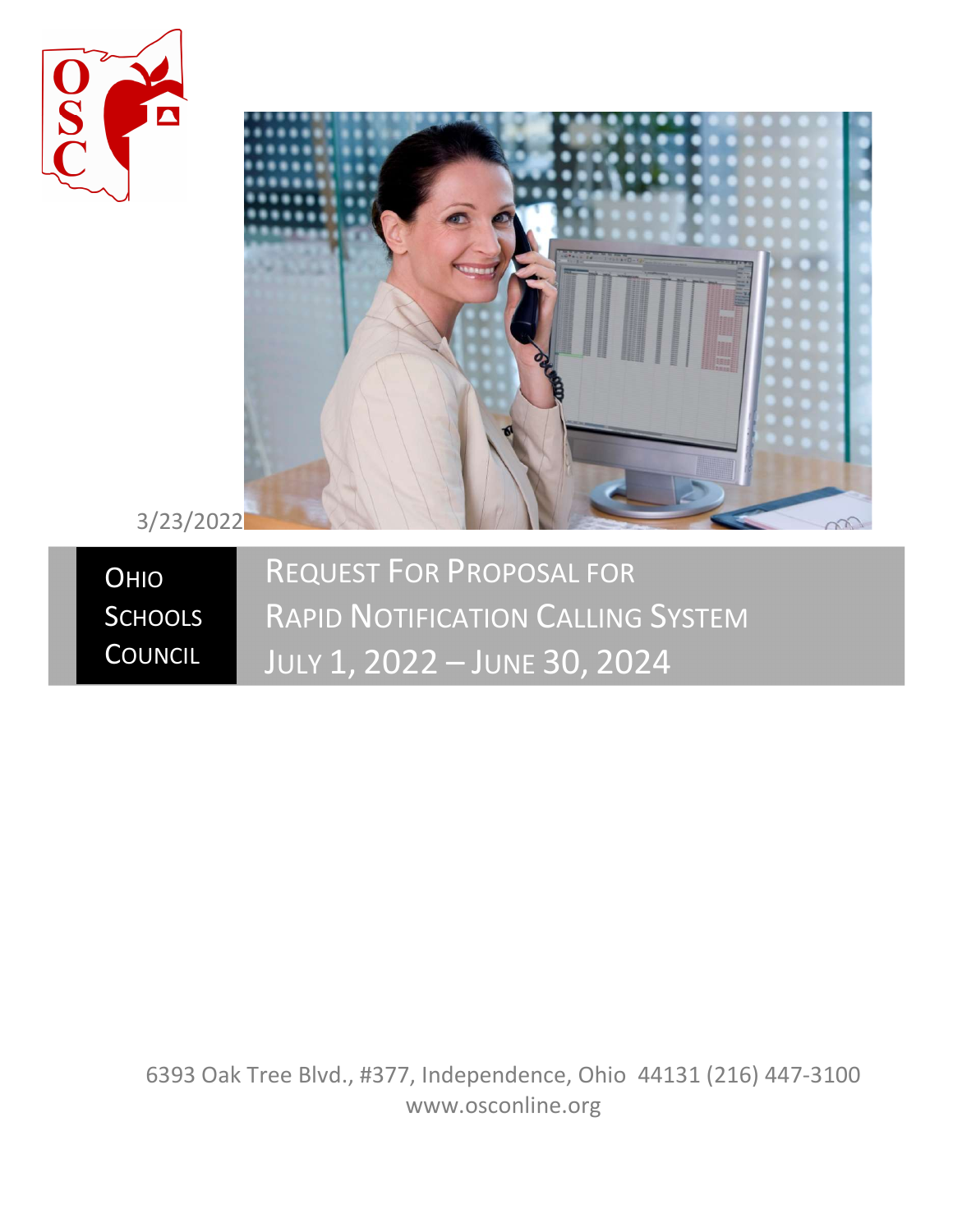3/23/2022

**Ohio Schools Council**

# Request For Proposal for Rapid Notification Calling System

## July 1, 2022 – June 30, 2024

6393 Oak Tree Blvd., #377, Independence, Ohio 44131 (216) 447-3100
www.osconline.org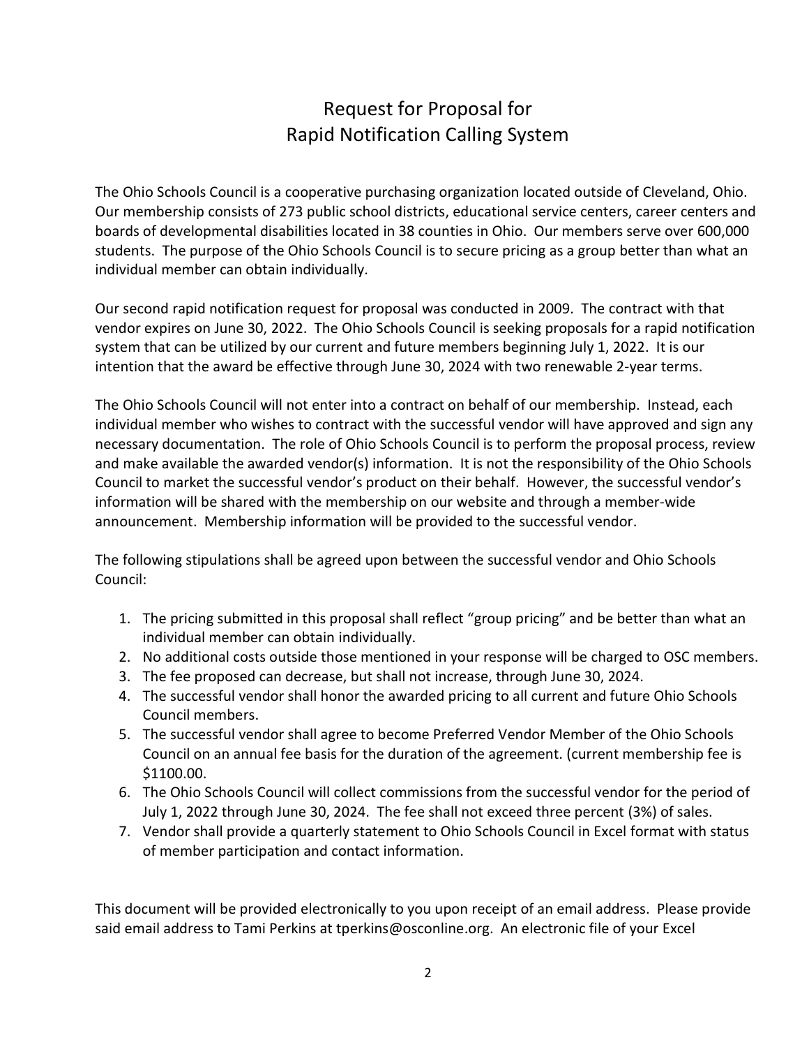# Request for Proposal for Rapid Notification Calling System

The Ohio Schools Council is a cooperative purchasing organization located outside of Cleveland, Ohio. Our membership consists of 273 public school districts, educational service centers, career centers and boards of developmental disabilities located in 38 counties in Ohio. Our members serve over 600,000 students. The purpose of the Ohio Schools Council is to secure pricing as a group better than what an individual member can obtain individually.

Our second rapid notification request for proposal was conducted in 2009. The contract with that vendor expires on June 30, 2022. The Ohio Schools Council is seeking proposals for a rapid notification system that can be utilized by our current and future members beginning July 1, 2022. It is our intention that the award be effective through June 30, 2024 with two renewable 2-year terms.

The Ohio Schools Council will not enter into a contract on behalf of our membership. Instead, each individual member who wishes to contract with the successful vendor will have approved and sign any necessary documentation. The role of Ohio Schools Council is to perform the proposal process, review and make available the awarded vendor(s) information. It is not the responsibility of the Ohio Schools Council to market the successful vendor's product on their behalf. However, the successful vendor's information will be shared with the membership on our website and through a member-wide announcement. Membership information will be provided to the successful vendor.

The following stipulations shall be agreed upon between the successful vendor and Ohio Schools Council:

1. The pricing submitted in this proposal shall reflect "group pricing" and be better than what an individual member can obtain individually.
2. No additional costs outside those mentioned in your response will be charged to OSC members.
3. The fee proposed can decrease, but shall not increase, through June 30, 2024.
4. The successful vendor shall honor the awarded pricing to all current and future Ohio Schools Council members.
5. The successful vendor shall agree to become Preferred Vendor Member of the Ohio Schools Council on an annual fee basis for the duration of the agreement. (current membership fee is $1100.00.
6. The Ohio Schools Council will collect commissions from the successful vendor for the period of July 1, 2022 through June 30, 2024. The fee shall not exceed three percent (3%) of sales.
7. Vendor shall provide a quarterly statement to Ohio Schools Council in Excel format with status of member participation and contact information.

This document will be provided electronically to you upon receipt of an email address. Please provide said email address to Tami Perkins at tperkins@osconline.org. An electronic file of your Excel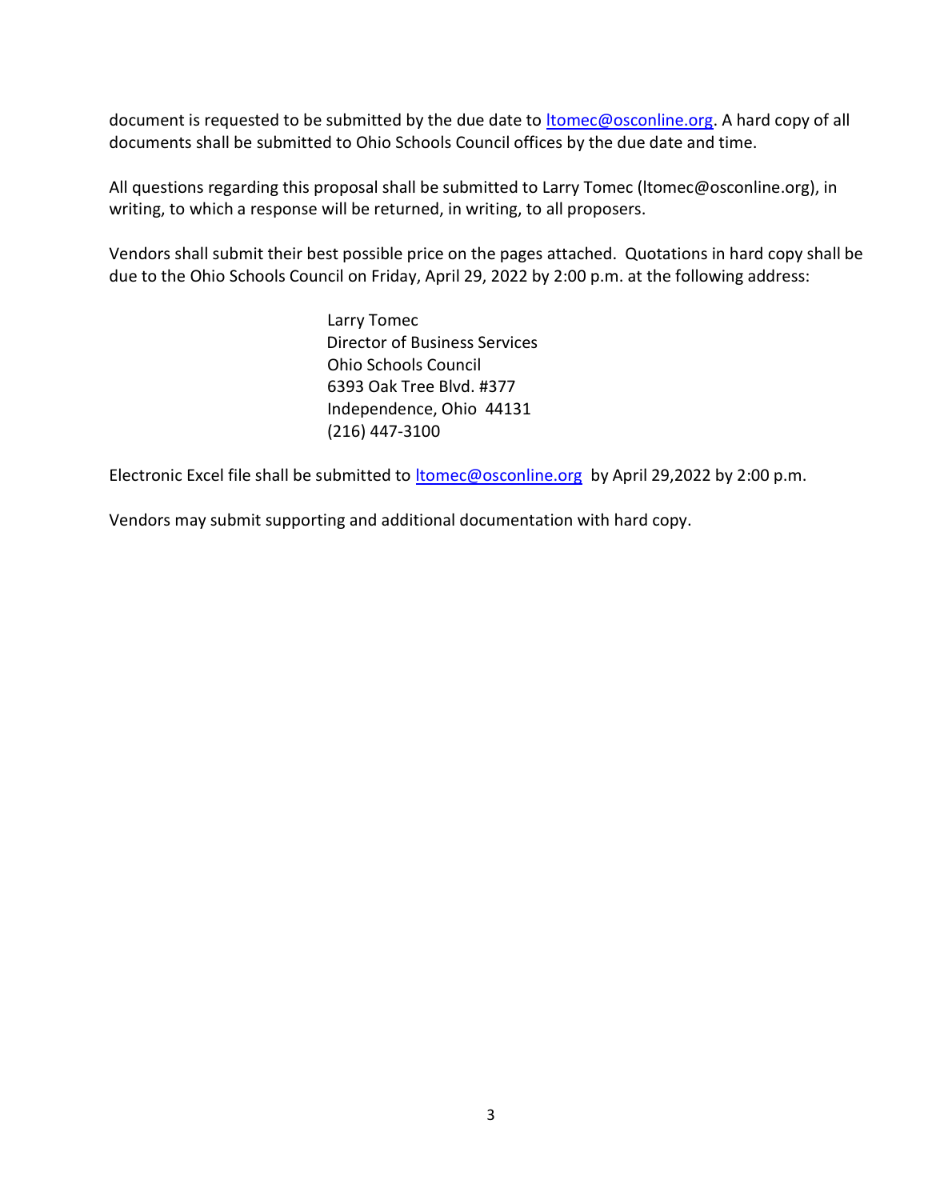document is requested to be submitted by the due date to ltomec@osconline.org. A hard copy of all documents shall be submitted to Ohio Schools Council offices by the due date and time.

All questions regarding this proposal shall be submitted to Larry Tomec (ltomec@osconline.org), in writing, to which a response will be returned, in writing, to all proposers.

Vendors shall submit their best possible price on the pages attached. Quotations in hard copy shall be due to the Ohio Schools Council on Friday, April 29, 2022 by 2:00 p.m. at the following address:

Larry Tomec  
Director of Business Services  
Ohio Schools Council  
6393 Oak Tree Blvd. #377  
Independence, Ohio 44131  
(216) 447-3100

Electronic Excel file shall be submitted to ltomec@osconline.org by April 29,2022 by 2:00 p.m.

Vendors may submit supporting and additional documentation with hard copy.